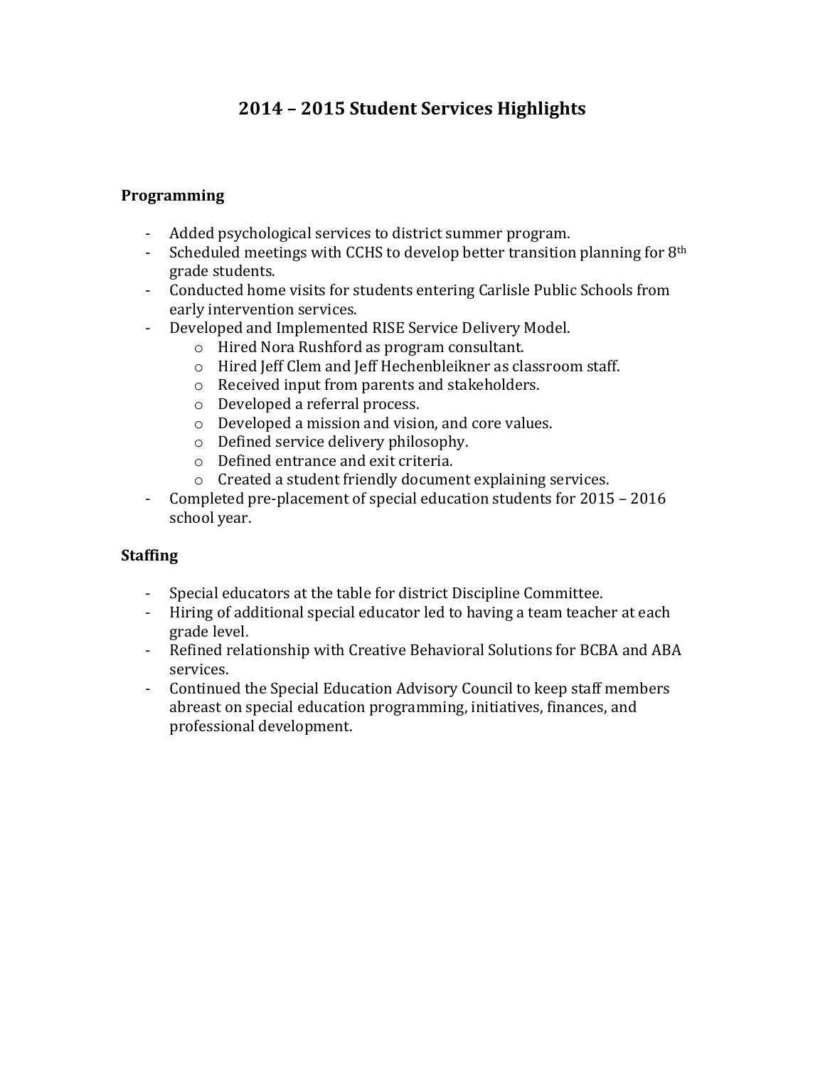# 2014 – 2015 Student Services Highlights

## Programming

- Added psychological services to district summer program.
- Scheduled meetings with CCHS to develop better transition planning for 8th grade students.
- Conducted home visits for students entering Carlisle Public Schools from early intervention services.
- Developed and Implemented RISE Service Delivery Model.
  - Hired Nora Rushford as program consultant.
  - Hired Jeff Clem and Jeff Hechenbleikner as classroom staff.
  - Received input from parents and stakeholders.
  - Developed a referral process.
  - Developed a mission and vision, and core values.
  - Defined service delivery philosophy.
  - Defined entrance and exit criteria.
  - Created a student friendly document explaining services.
- Completed pre-placement of special education students for 2015 – 2016 school year.

## Staffing

- Special educators at the table for district Discipline Committee.
- Hiring of additional special educator led to having a team teacher at each grade level.
- Refined relationship with Creative Behavioral Solutions for BCBA and ABA services.
- Continued the Special Education Advisory Council to keep staff members abreast on special education programming, initiatives, finances, and professional development.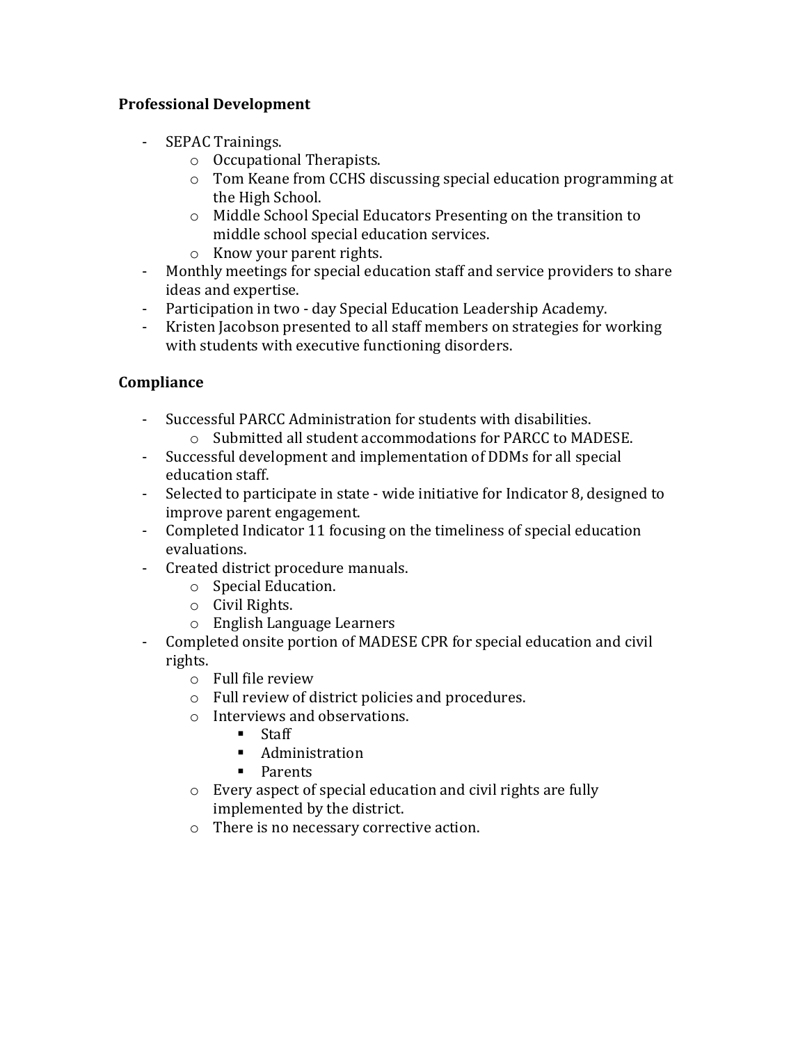**Professional Development**

- SEPAC Trainings.
    - Occupational Therapists.
    - Tom Keane from CCHS discussing special education programming at the High School.
    - Middle School Special Educators Presenting on the transition to middle school special education services.
    - Know your parent rights.
- Monthly meetings for special education staff and service providers to share ideas and expertise.
- Participation in two - day Special Education Leadership Academy.
- Kristen Jacobson presented to all staff members on strategies for working with students with executive functioning disorders.

**Compliance**

- Successful PARCC Administration for students with disabilities.
    - Submitted all student accommodations for PARCC to MADESE.
- Successful development and implementation of DDMs for all special education staff.
- Selected to participate in state - wide initiative for Indicator 8, designed to improve parent engagement.
- Completed Indicator 11 focusing on the timeliness of special education evaluations.
- Created district procedure manuals.
    - Special Education.
    - Civil Rights.
    - English Language Learners
- Completed onsite portion of MADESE CPR for special education and civil rights.
    - Full file review
    - Full review of district policies and procedures.
    - Interviews and observations.
        - Staff
        - Administration
        - Parents
    - Every aspect of special education and civil rights are fully implemented by the district.
    - There is no necessary corrective action.